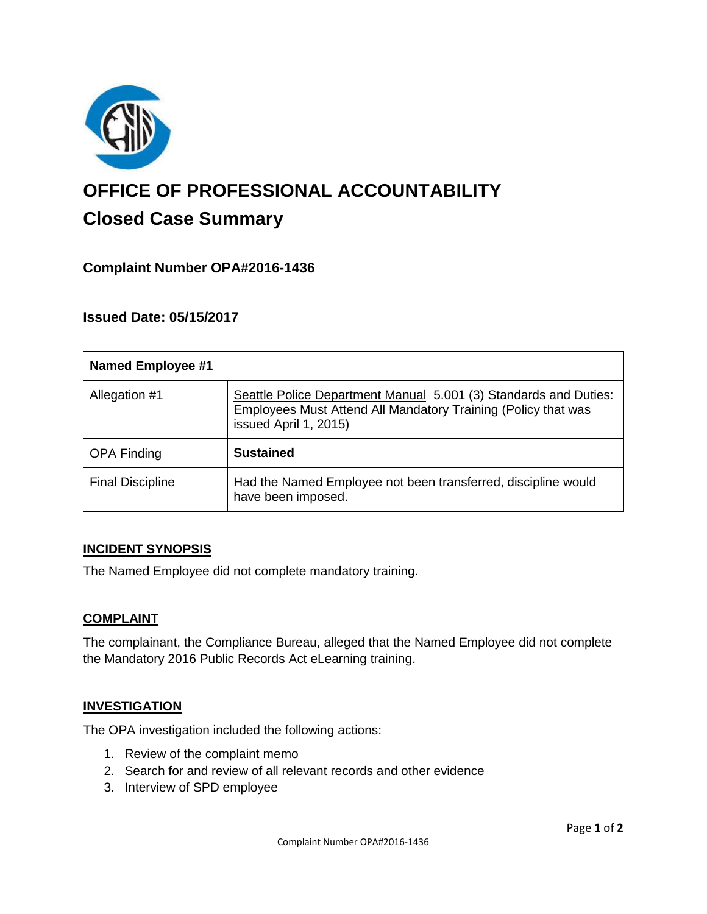# OFFICE OF PROFESSIONAL ACCOUNTABILITY

## Closed Case Summary

### Complaint Number OPA#2016-1436

### Issued Date: 05/15/2017

| **Named Employee #1** | |
|---|---|
| Allegation #1 | Seattle Police Department Manual 5.001 (3) Standards and Duties: Employees Must Attend All Mandatory Training (Policy that was issued April 1, 2015) |
| OPA Finding | **Sustained** |
| Final Discipline | Had the Named Employee not been transferred, discipline would have been imposed. |

**INCIDENT SYNOPSIS**

The Named Employee did not complete mandatory training.

**COMPLAINT**

The complainant, the Compliance Bureau, alleged that the Named Employee did not complete the Mandatory 2016 Public Records Act eLearning training.

**INVESTIGATION**

The OPA investigation included the following actions:

1. Review of the complaint memo
2. Search for and review of all relevant records and other evidence
3. Interview of SPD employee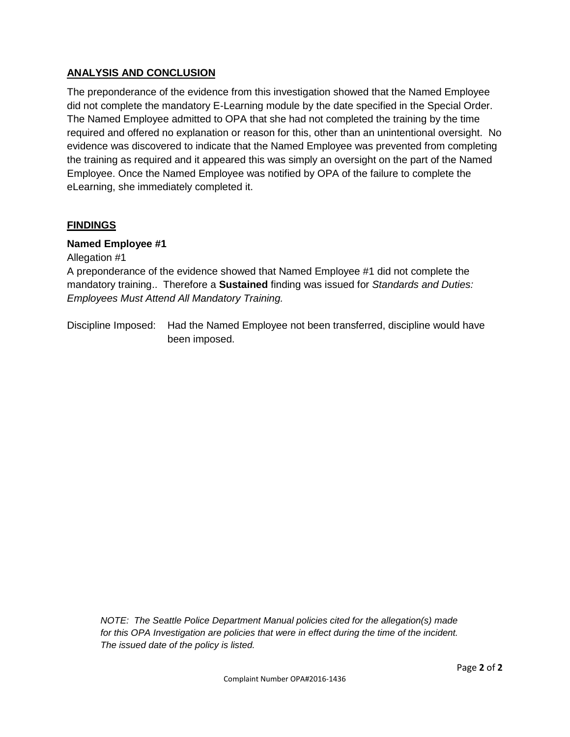## ANALYSIS AND CONCLUSION

The preponderance of the evidence from this investigation showed that the Named Employee did not complete the mandatory E-Learning module by the date specified in the Special Order. The Named Employee admitted to OPA that she had not completed the training by the time required and offered no explanation or reason for this, other than an unintentional oversight. No evidence was discovered to indicate that the Named Employee was prevented from completing the training as required and it appeared this was simply an oversight on the part of the Named Employee. Once the Named Employee was notified by OPA of the failure to complete the eLearning, she immediately completed it.

## FINDINGS

**Named Employee #1**

Allegation #1

A preponderance of the evidence showed that Named Employee #1 did not complete the mandatory training.. Therefore a **Sustained** finding was issued for *Standards and Duties: Employees Must Attend All Mandatory Training.*

Discipline Imposed: Had the Named Employee not been transferred, discipline would have been imposed.

*NOTE: The Seattle Police Department Manual policies cited for the allegation(s) made for this OPA Investigation are policies that were in effect during the time of the incident. The issued date of the policy is listed.*

Complaint Number OPA#2016-1436